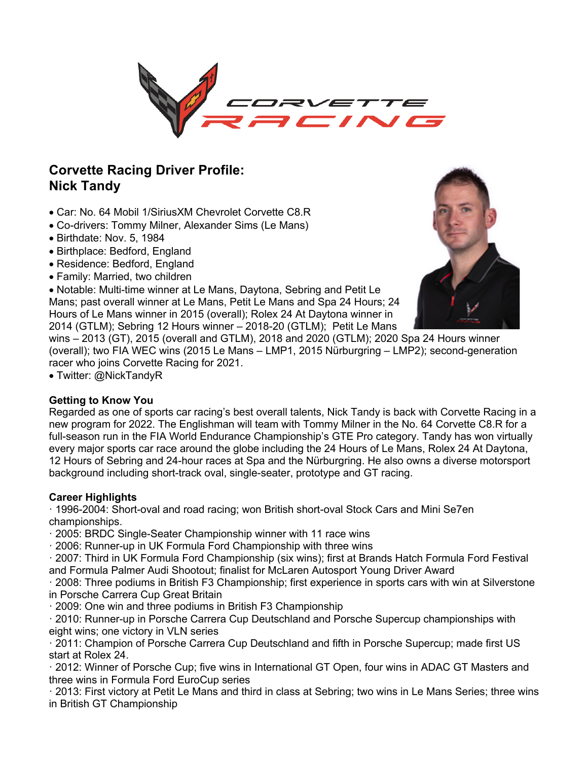# Corvette Racing Driver Profile: Nick Tandy

- Car: No. 64 Mobil 1/SiriusXM Chevrolet Corvette C8.R
- Co-drivers: Tommy Milner, Alexander Sims (Le Mans)
- Birthdate: Nov. 5, 1984
- Birthplace: Bedford, England
- Residence: Bedford, England
- Family: Married, two children
- Notable: Multi-time winner at Le Mans, Daytona, Sebring and Petit Le Mans; past overall winner at Le Mans, Petit Le Mans and Spa 24 Hours; 24 Hours of Le Mans winner in 2015 (overall); Rolex 24 At Daytona winner in 2014 (GTLM); Sebring 12 Hours winner – 2018-20 (GTLM); Petit Le Mans wins – 2013 (GT), 2015 (overall and GTLM), 2018 and 2020 (GTLM); 2020 Spa 24 Hours winner (overall); two FIA WEC wins (2015 Le Mans – LMP1, 2015 Nürburgring – LMP2); second-generation racer who joins Corvette Racing for 2021.
- Twitter: @NickTandyR

## Getting to Know You

Regarded as one of sports car racing's best overall talents, Nick Tandy is back with Corvette Racing in a new program for 2022. The Englishman will team with Tommy Milner in the No. 64 Corvette C8.R for a full-season run in the FIA World Endurance Championship's GTE Pro category. Tandy has won virtually every major sports car race around the globe including the 24 Hours of Le Mans, Rolex 24 At Daytona, 12 Hours of Sebring and 24-hour races at Spa and the Nürburgring. He also owns a diverse motorsport background including short-track oval, single-seater, prototype and GT racing.

## Career Highlights

- 1996-2004: Short-oval and road racing; won British short-oval Stock Cars and Mini Se7en championships.
- 2005: BRDC Single-Seater Championship winner with 11 race wins
- 2006: Runner-up in UK Formula Ford Championship with three wins
- 2007: Third in UK Formula Ford Championship (six wins); first at Brands Hatch Formula Ford Festival and Formula Palmer Audi Shootout; finalist for McLaren Autosport Young Driver Award
- 2008: Three podiums in British F3 Championship; first experience in sports cars with win at Silverstone in Porsche Carrera Cup Great Britain
- 2009: One win and three podiums in British F3 Championship
- 2010: Runner-up in Porsche Carrera Cup Deutschland and Porsche Supercup championships with eight wins; one victory in VLN series
- 2011: Champion of Porsche Carrera Cup Deutschland and fifth in Porsche Supercup; made first US start at Rolex 24.
- 2012: Winner of Porsche Cup; five wins in International GT Open, four wins in ADAC GT Masters and three wins in Formula Ford EuroCup series
- 2013: First victory at Petit Le Mans and third in class at Sebring; two wins in Le Mans Series; three wins in British GT Championship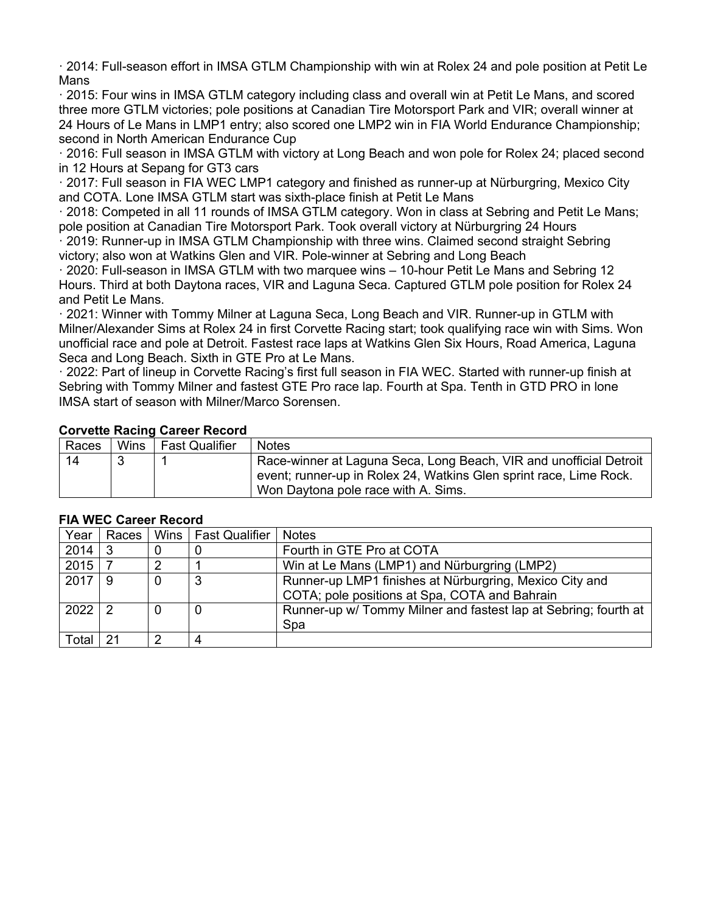· 2014: Full-season effort in IMSA GTLM Championship with win at Rolex 24 and pole position at Petit Le Mans

· 2015: Four wins in IMSA GTLM category including class and overall win at Petit Le Mans, and scored three more GTLM victories; pole positions at Canadian Tire Motorsport Park and VIR; overall winner at 24 Hours of Le Mans in LMP1 entry; also scored one LMP2 win in FIA World Endurance Championship; second in North American Endurance Cup

· 2016: Full season in IMSA GTLM with victory at Long Beach and won pole for Rolex 24; placed second in 12 Hours at Sepang for GT3 cars

· 2017: Full season in FIA WEC LMP1 category and finished as runner-up at Nürburgring, Mexico City and COTA. Lone IMSA GTLM start was sixth-place finish at Petit Le Mans

· 2018: Competed in all 11 rounds of IMSA GTLM category. Won in class at Sebring and Petit Le Mans; pole position at Canadian Tire Motorsport Park. Took overall victory at Nürburgring 24 Hours

· 2019: Runner-up in IMSA GTLM Championship with three wins. Claimed second straight Sebring victory; also won at Watkins Glen and VIR. Pole-winner at Sebring and Long Beach

· 2020: Full-season in IMSA GTLM with two marquee wins – 10-hour Petit Le Mans and Sebring 12 Hours. Third at both Daytona races, VIR and Laguna Seca. Captured GTLM pole position for Rolex 24 and Petit Le Mans.

· 2021: Winner with Tommy Milner at Laguna Seca, Long Beach and VIR. Runner-up in GTLM with Milner/Alexander Sims at Rolex 24 in first Corvette Racing start; took qualifying race win with Sims. Won unofficial race and pole at Detroit. Fastest race laps at Watkins Glen Six Hours, Road America, Laguna Seca and Long Beach. Sixth in GTE Pro at Le Mans.

· 2022: Part of lineup in Corvette Racing's first full season in FIA WEC. Started with runner-up finish at Sebring with Tommy Milner and fastest GTE Pro race lap. Fourth at Spa. Tenth in GTD PRO in lone IMSA start of season with Milner/Marco Sorensen.

**Corvette Racing Career Record**

| Races | Wins | Fast Qualifier | Notes |
|---|---|---|---|
| 14 | 3 | 1 | Race-winner at Laguna Seca, Long Beach, VIR and unofficial Detroit event; runner-up in Rolex 24, Watkins Glen sprint race, Lime Rock. Won Daytona pole race with A. Sims. |

**FIA WEC Career Record**

| Year | Races | Wins | Fast Qualifier | Notes |
|---|---|---|---|---|
| 2014 | 3 | 0 | 0 | Fourth in GTE Pro at COTA |
| 2015 | 7 | 2 | 1 | Win at Le Mans (LMP1) and Nürburgring (LMP2) |
| 2017 | 9 | 0 | 3 | Runner-up LMP1 finishes at Nürburgring, Mexico City and COTA; pole positions at Spa, COTA and Bahrain |
| 2022 | 2 | 0 | 0 | Runner-up w/ Tommy Milner and fastest lap at Sebring; fourth at Spa |
| Total | 21 | 2 | 4 | |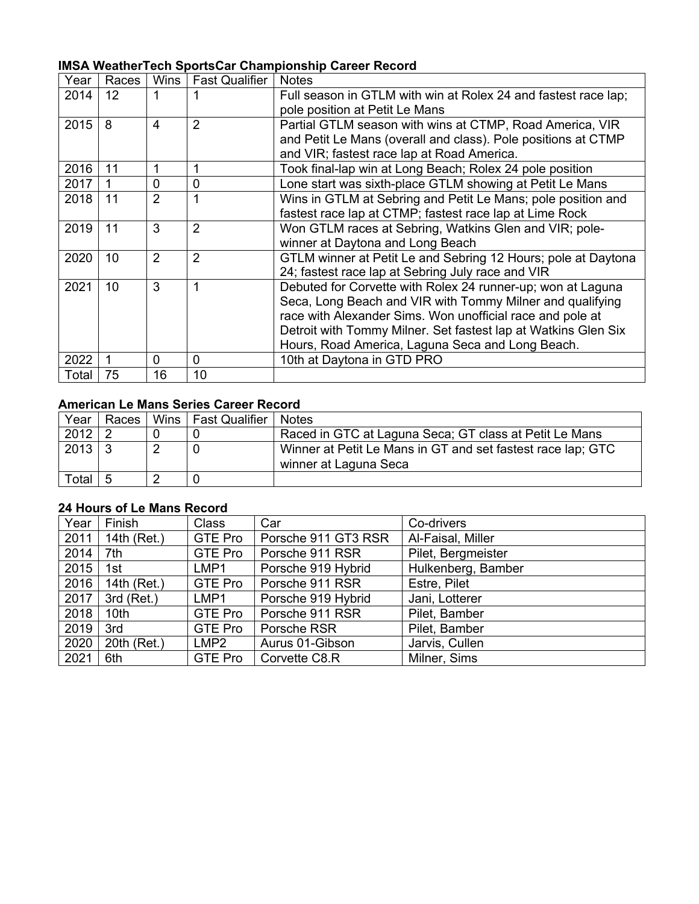**IMSA WeatherTech SportsCar Championship Career Record**

| Year | Races | Wins | Fast Qualifier | Notes |
|---|---|---|---|---|
| 2014 | 12 | 1 | 1 | Full season in GTLM with win at Rolex 24 and fastest race lap; pole position at Petit Le Mans |
| 2015 | 8 | 4 | 2 | Partial GTLM season with wins at CTMP, Road America, VIR and Petit Le Mans (overall and class). Pole positions at CTMP and VIR; fastest race lap at Road America. |
| 2016 | 11 | 1 | 1 | Took final-lap win at Long Beach; Rolex 24 pole position |
| 2017 | 1 | 0 | 0 | Lone start was sixth-place GTLM showing at Petit Le Mans |
| 2018 | 11 | 2 | 1 | Wins in GTLM at Sebring and Petit Le Mans; pole position and fastest race lap at CTMP; fastest race lap at Lime Rock |
| 2019 | 11 | 3 | 2 | Won GTLM races at Sebring, Watkins Glen and VIR; pole-winner at Daytona and Long Beach |
| 2020 | 10 | 2 | 2 | GTLM winner at Petit Le and Sebring 12 Hours; pole at Daytona 24; fastest race lap at Sebring July race and VIR |
| 2021 | 10 | 3 | 1 | Debuted for Corvette with Rolex 24 runner-up; won at Laguna Seca, Long Beach and VIR with Tommy Milner and qualifying race with Alexander Sims. Won unofficial race and pole at Detroit with Tommy Milner. Set fastest lap at Watkins Glen Six Hours, Road America, Laguna Seca and Long Beach. |
| 2022 | 1 | 0 | 0 | 10th at Daytona in GTD PRO |
| Total | 75 | 16 | 10 | |

**American Le Mans Series Career Record**

| Year | Races | Wins | Fast Qualifier | Notes |
|---|---|---|---|---|
| 2012 | 2 | 0 | 0 | Raced in GTC at Laguna Seca; GT class at Petit Le Mans |
| 2013 | 3 | 2 | 0 | Winner at Petit Le Mans in GT and set fastest race lap; GTC winner at Laguna Seca |
| Total | 5 | 2 | 0 | |

**24 Hours of Le Mans Record**

| Year | Finish | Class | Car | Co-drivers |
|---|---|---|---|---|
| 2011 | 14th (Ret.) | GTE Pro | Porsche 911 GT3 RSR | Al-Faisal, Miller |
| 2014 | 7th | GTE Pro | Porsche 911 RSR | Pilet, Bergmeister |
| 2015 | 1st | LMP1 | Porsche 919 Hybrid | Hulkenberg, Bamber |
| 2016 | 14th (Ret.) | GTE Pro | Porsche 911 RSR | Estre, Pilet |
| 2017 | 3rd (Ret.) | LMP1 | Porsche 919 Hybrid | Jani, Lotterer |
| 2018 | 10th | GTE Pro | Porsche 911 RSR | Pilet, Bamber |
| 2019 | 3rd | GTE Pro | Porsche RSR | Pilet, Bamber |
| 2020 | 20th (Ret.) | LMP2 | Aurus 01-Gibson | Jarvis, Cullen |
| 2021 | 6th | GTE Pro | Corvette C8.R | Milner, Sims |